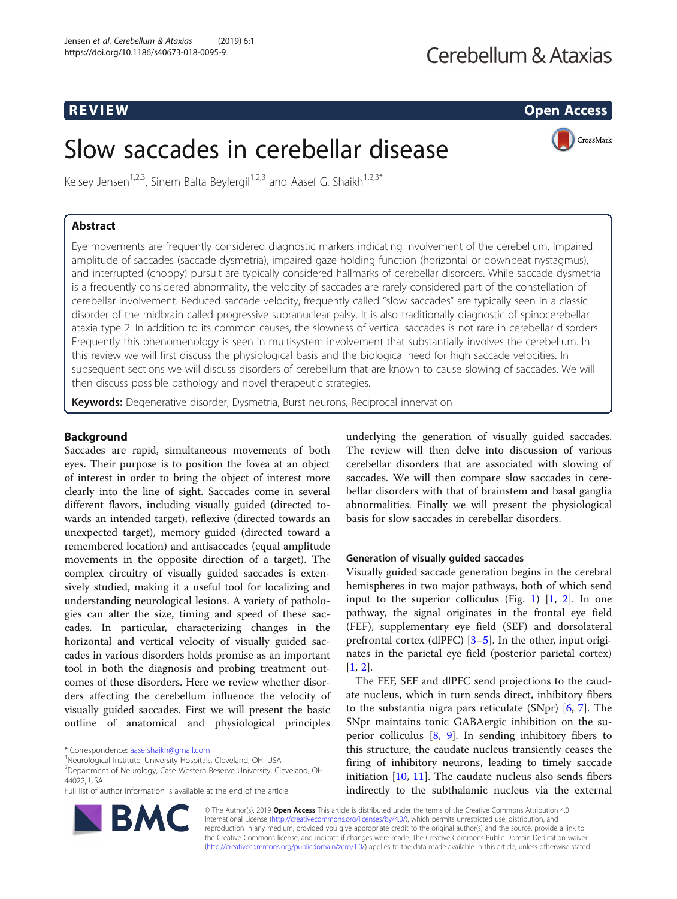REVIEW

Open Access

# Slow saccades in cerebellar disease

Kelsey Jensen[1,2,3], Sinem Balta Beylergil[1,2,3] and Aasef G. Shaikh[1,2,3*]

## Abstract

Eye movements are frequently considered diagnostic markers indicating involvement of the cerebellum. Impaired amplitude of saccades (saccade dysmetria), impaired gaze holding function (horizontal or downbeat nystagmus), and interrupted (choppy) pursuit are typically considered hallmarks of cerebellar disorders. While saccade dysmetria is a frequently considered abnormality, the velocity of saccades are rarely considered part of the constellation of cerebellar involvement. Reduced saccade velocity, frequently called "slow saccades" are typically seen in a classic disorder of the midbrain called progressive supranuclear palsy. It is also traditionally diagnostic of spinocerebellar ataxia type 2. In addition to its common causes, the slowness of vertical saccades is not rare in cerebellar disorders. Frequently this phenomenology is seen in multisystem involvement that substantially involves the cerebellum. In this review we will first discuss the physiological basis and the biological need for high saccade velocities. In subsequent sections we will discuss disorders of cerebellum that are known to cause slowing of saccades. We will then discuss possible pathology and novel therapeutic strategies.

**Keywords:** Degenerative disorder, Dysmetria, Burst neurons, Reciprocal innervation

## Background

Saccades are rapid, simultaneous movements of both eyes. Their purpose is to position the fovea at an object of interest in order to bring the object of interest more clearly into the line of sight. Saccades come in several different flavors, including visually guided (directed towards an intended target), reflexive (directed towards an unexpected target), memory guided (directed toward a remembered location) and antisaccades (equal amplitude movements in the opposite direction of a target). The complex circuitry of visually guided saccades is extensively studied, making it a useful tool for localizing and understanding neurological lesions. A variety of pathologies can alter the size, timing and speed of these saccades. In particular, characterizing changes in the horizontal and vertical velocity of visually guided saccades in various disorders holds promise as an important tool in both the diagnosis and probing treatment outcomes of these disorders. Here we review whether disorders affecting the cerebellum influence the velocity of visually guided saccades. First we will present the basic outline of anatomical and physiological principles underlying the generation of visually guided saccades. The review will then delve into discussion of various cerebellar disorders that are associated with slowing of saccades. We will then compare slow saccades in cerebellar disorders with that of brainstem and basal ganglia abnormalities. Finally we will present the physiological basis for slow saccades in cerebellar disorders.

### Generation of visually guided saccades

Visually guided saccade generation begins in the cerebral hemispheres in two major pathways, both of which send input to the superior colliculus (Fig. 1) [1, 2]. In one pathway, the signal originates in the frontal eye field (FEF), supplementary eye field (SEF) and dorsolateral prefrontal cortex (dlPFC) [3–5]. In the other, input originates in the parietal eye field (posterior parietal cortex) [1, 2].

The FEF, SEF and dlPFC send projections to the caudate nucleus, which in turn sends direct, inhibitory fibers to the substantia nigra pars reticulate (SNpr) [6, 7]. The SNpr maintains tonic GABAergic inhibition on the superior colliculus [8, 9]. In sending inhibitory fibers to this structure, the caudate nucleus transiently ceases the firing of inhibitory neurons, leading to timely saccade initiation [10, 11]. The caudate nucleus also sends fibers indirectly to the subthalamic nucleus via the external

* Correspondence: aasefshaikh@gmail.com
[1]Neurological Institute, University Hospitals, Cleveland, OH, USA
[2]Department of Neurology, Case Western Reserve University, Cleveland, OH 44022, USA
Full list of author information is available at the end of the article

© The Author(s). 2019 **Open Access** This article is distributed under the terms of the Creative Commons Attribution 4.0 International License (http://creativecommons.org/licenses/by/4.0/), which permits unrestricted use, distribution, and reproduction in any medium, provided you give appropriate credit to the original author(s) and the source, provide a link to the Creative Commons license, and indicate if changes were made. The Creative Commons Public Domain Dedication waiver (http://creativecommons.org/publicdomain/zero/1.0/) applies to the data made available in this article, unless otherwise stated.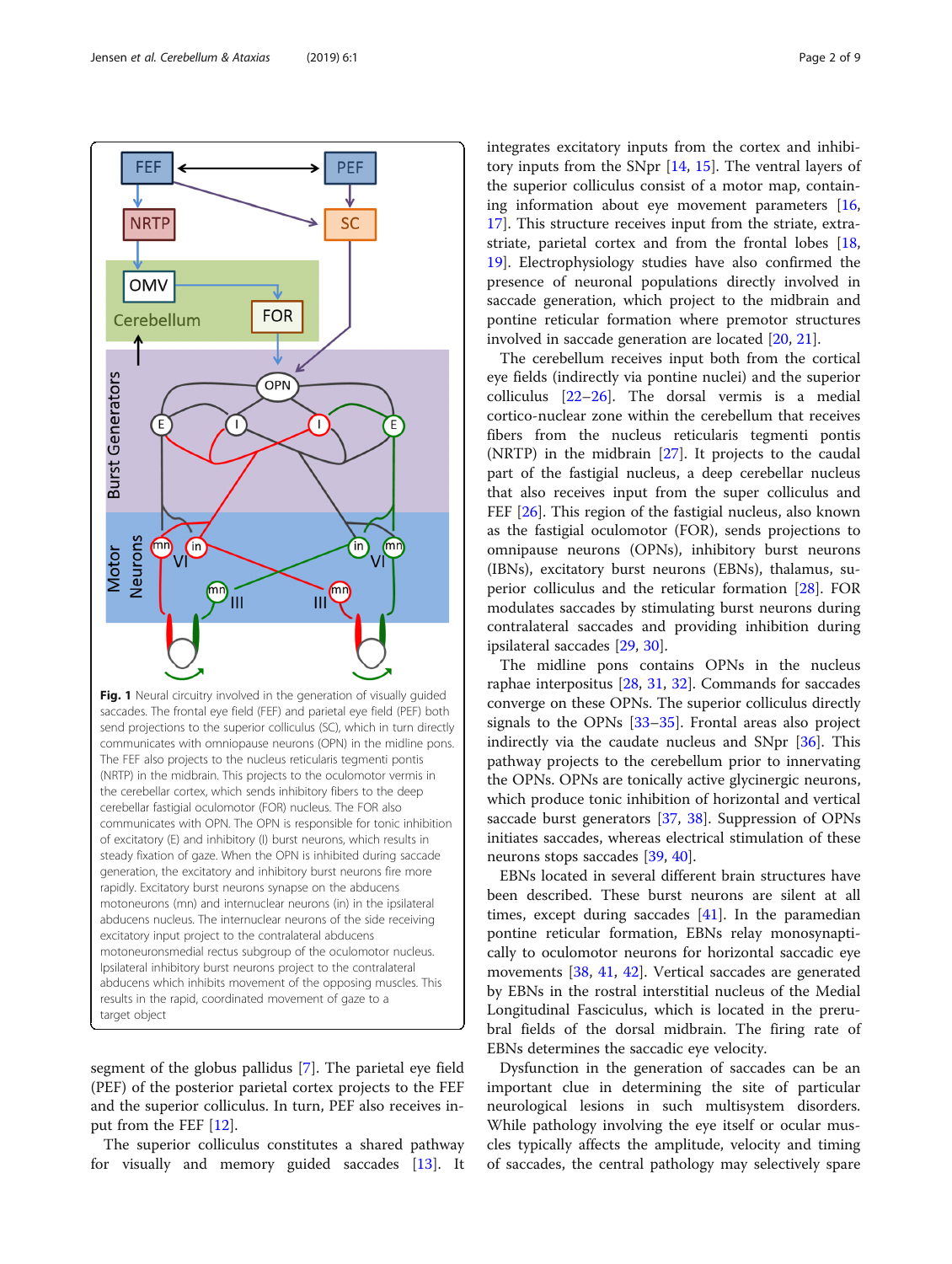FEF

PEF

NRTP

SC

OMV

FOR

Cerebellum

Burst Generators

OPN

E

I

I

E

Motor Neurons

mn

in

VI

in

mn

VI

mn

III

III

mn

**Fig. 1** Neural circuitry involved in the generation of visually guided saccades. The frontal eye field (FEF) and parietal eye field (PEF) both send projections to the superior colliculus (SC), which in turn directly communicates with omniopause neurons (OPN) in the midline pons. The FEF also projects to the nucleus reticularis tegmenti pontis (NRTP) in the midbrain. This projects to the oculomotor vermis in the cerebellar cortex, which sends inhibitory fibers to the deep cerebellar fastigial oculomotor (FOR) nucleus. The FOR also communicates with OPN. The OPN is responsible for tonic inhibition of excitatory (E) and inhibitory (I) burst neurons, which results in steady fixation of gaze. When the OPN is inhibited during saccade generation, the excitatory and inhibitory burst neurons fire more rapidly. Excitatory burst neurons synapse on the abducens motoneurons (mn) and internuclear neurons (in) in the ipsilateral abducens nucleus. The internuclear neurons of the side receiving excitatory input project to the contralateral abducens motoneuronsmedial rectus subgroup of the oculomotor nucleus. Ipsilateral inhibitory burst neurons project to the contralateral abducens which inhibits movement of the opposing muscles. This results in the rapid, coordinated movement of gaze to a target object

segment of the globus pallidus [7]. The parietal eye field (PEF) of the posterior parietal cortex projects to the FEF and the superior colliculus. In turn, PEF also receives input from the FEF [12].

The superior colliculus constitutes a shared pathway for visually and memory guided saccades [13]. It integrates excitatory inputs from the cortex and inhibitory inputs from the SNpr [14, 15]. The ventral layers of the superior colliculus consist of a motor map, containing information about eye movement parameters [16, 17]. This structure receives input from the striate, extrastriate, parietal cortex and from the frontal lobes [18, 19]. Electrophysiology studies have also confirmed the presence of neuronal populations directly involved in saccade generation, which project to the midbrain and pontine reticular formation where premotor structures involved in saccade generation are located [20, 21].

The cerebellum receives input both from the cortical eye fields (indirectly via pontine nuclei) and the superior colliculus [22–26]. The dorsal vermis is a medial cortico-nuclear zone within the cerebellum that receives fibers from the nucleus reticularis tegmenti pontis (NRTP) in the midbrain [27]. It projects to the caudal part of the fastigial nucleus, a deep cerebellar nucleus that also receives input from the super colliculus and FEF [26]. This region of the fastigial nucleus, also known as the fastigial oculomotor (FOR), sends projections to omnipause neurons (OPNs), inhibitory burst neurons (IBNs), excitatory burst neurons (EBNs), thalamus, superior colliculus and the reticular formation [28]. FOR modulates saccades by stimulating burst neurons during contralateral saccades and providing inhibition during ipsilateral saccades [29, 30].

The midline pons contains OPNs in the nucleus raphae interpositus [28, 31, 32]. Commands for saccades converge on these OPNs. The superior colliculus directly signals to the OPNs [33–35]. Frontal areas also project indirectly via the caudate nucleus and SNpr [36]. This pathway projects to the cerebellum prior to innervating the OPNs. OPNs are tonically active glycinergic neurons, which produce tonic inhibition of horizontal and vertical saccade burst generators [37, 38]. Suppression of OPNs initiates saccades, whereas electrical stimulation of these neurons stops saccades [39, 40].

EBNs located in several different brain structures have been described. These burst neurons are silent at all times, except during saccades [41]. In the paramedian pontine reticular formation, EBNs relay monosynaptically to oculomotor neurons for horizontal saccadic eye movements [38, 41, 42]. Vertical saccades are generated by EBNs in the rostral interstitial nucleus of the Medial Longitudinal Fasciculus, which is located in the prerubral fields of the dorsal midbrain. The firing rate of EBNs determines the saccadic eye velocity.

Dysfunction in the generation of saccades can be an important clue in determining the site of particular neurological lesions in such multisystem disorders. While pathology involving the eye itself or ocular muscles typically affects the amplitude, velocity and timing of saccades, the central pathology may selectively spare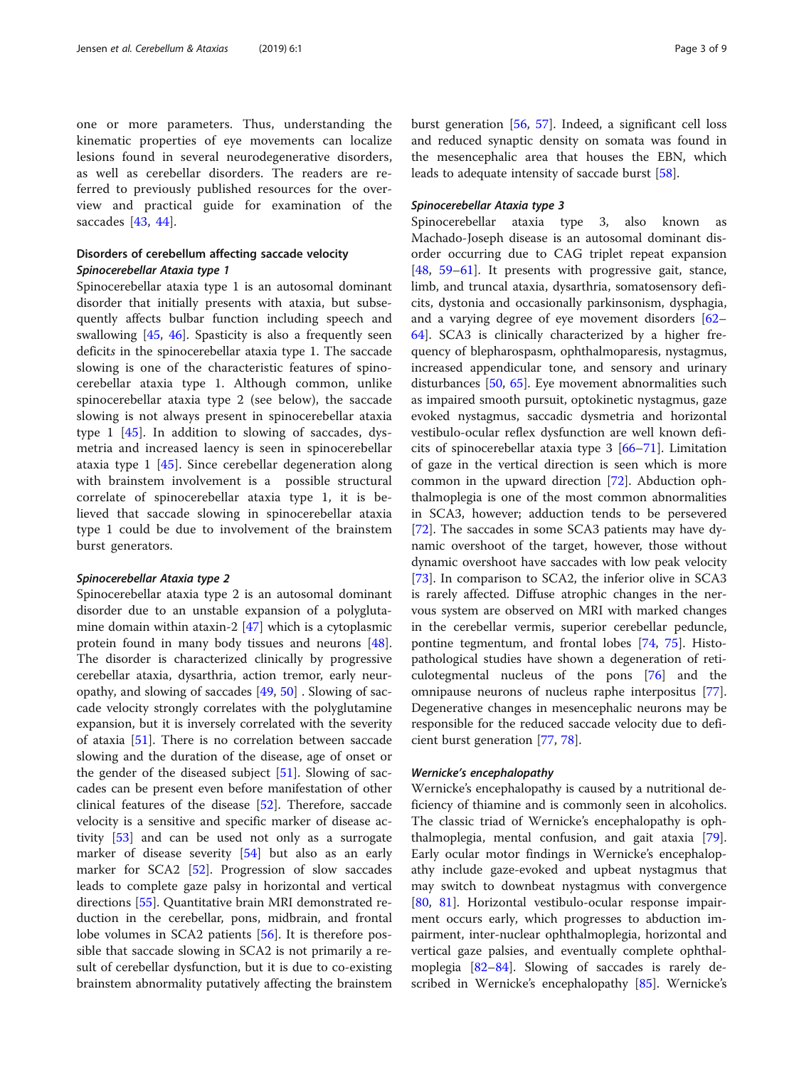one or more parameters. Thus, understanding the kinematic properties of eye movements can localize lesions found in several neurodegenerative disorders, as well as cerebellar disorders. The readers are referred to previously published resources for the overview and practical guide for examination of the saccades [43, 44].

## Disorders of cerebellum affecting saccade velocity

### *Spinocerebellar Ataxia type 1*

Spinocerebellar ataxia type 1 is an autosomal dominant disorder that initially presents with ataxia, but subsequently affects bulbar function including speech and swallowing [45, 46]. Spasticity is also a frequently seen deficit*s* in the spinocerebellar ataxia type 1. The saccade slowing is one of the characteristic features of spinocerebellar ataxia type 1. Although common, unlike spinocerebellar ataxia type 2 (see below), the saccade slowing is not always present in spinocerebellar ataxia type 1 [45]. In addition to slowing of saccades, dysmetria and increased laency is seen in spinocerebellar ataxia type 1 [45]. Since cerebellar degeneration along with brainstem involvement is a possible structural correlate of spinocerebellar ataxia type 1, it is believed that saccade slowing in spinocerebellar ataxia type 1 could be due to involvement of the brainstem burst generators.

### *Spinocerebellar Ataxia type 2*

Spinocerebellar ataxia type 2 is an autosomal dominant disorder due to an unstable expansion of a polyglutamine domain within ataxin-2 [47] which is a cytoplasmic protein found in many body tissues and neurons [48]. The disorder is characterized clinically by progressive cerebellar ataxia, dysarthria, action tremor, early neuropathy, and slowing of saccades [49, 50] . Slowing of saccade velocity strongly correlates with the polyglutamine expansion, but it is inversely correlated with the severity of ataxia [51]. There is no correlation between saccade slowing and the duration of the disease, age of onset or the gender of the diseased subject [51]. Slowing of saccades can be present even before manifestation of other clinical features of the disease [52]. Therefore, saccade velocity is a sensitive and specific marker of disease activity [53] and can be used not only as a surrogate marker of disease severity [54] but also as an early marker for SCA2 [52]. Progression of slow saccades leads to complete gaze palsy in horizontal and vertical directions [55]. Quantitative brain MRI demonstrated reduction in the cerebellar, pons, midbrain, and frontal lobe volumes in SCA2 patients [56]. It is therefore possible that saccade slowing in SCA2 is not primarily a result of cerebellar dysfunction, but it is due to co-existing brainstem abnormality putatively affecting the brainstem burst generation [56, 57]. Indeed, a significant cell loss and reduced synaptic density on somata was found in the mesencephalic area that houses the EBN, which leads to adequate intensity of saccade burst [58].

### *Spinocerebellar Ataxia type 3*

Spinocerebellar ataxia type 3, also known as Machado-Joseph disease is an autosomal dominant disorder occurring due to CAG triplet repeat expansion [48, 59–61]. It presents with progressive gait, stance, limb, and truncal ataxia, dysarthria, somatosensory deficits, dystonia and occasionally parkinsonism, dysphagia, and a varying degree of eye movement disorders [62–64]. SCA3 is clinically characterized by a higher frequency of blepharospasm, ophthalmoparesis, nystagmus, increased appendicular tone, and sensory and urinary disturbances [50, 65]. Eye movement abnormalities such as impaired smooth pursuit, optokinetic nystagmus, gaze evoked nystagmus, saccadic dysmetria and horizontal vestibulo-ocular reflex dysfunction are well known deficits of spinocerebellar ataxia type 3 [66–71]. Limitation of gaze in the vertical direction is seen which is more common in the upward direction [72]. Abduction ophthalmoplegia is one of the most common abnormalities in SCA3, however; adduction tends to be persevered [72]. The saccades in some SCA3 patients may have dynamic overshoot of the target, however, those without dynamic overshoot have saccades with low peak velocity [73]. In comparison to SCA2, the inferior olive in SCA3 is rarely affected. Diffuse atrophic changes in the nervous system are observed on MRI with marked changes in the cerebellar vermis, superior cerebellar peduncle, pontine tegmentum, and frontal lobes [74, 75]. Histopathological studies have shown a degeneration of reticulotegmental nucleus of the pons [76] and the omnipause neurons of nucleus raphe interpositus [77]. Degenerative changes in mesencephalic neurons may be responsible for the reduced saccade velocity due to deficient burst generation [77, 78].

### *Wernicke's encephalopathy*

Wernicke's encephalopathy is caused by a nutritional deficiency of thiamine and is commonly seen in alcoholics. The classic triad of Wernicke's encephalopathy is ophthalmoplegia, mental confusion, and gait ataxia [79]. Early ocular motor findings in Wernicke's encephalopathy include gaze-evoked and upbeat nystagmus that may switch to downbeat nystagmus with convergence [80, 81]. Horizontal vestibulo-ocular response impairment occurs early, which progresses to abduction impairment, inter-nuclear ophthalmoplegia, horizontal and vertical gaze palsies, and eventually complete ophthalmoplegia [82–84]. Slowing of saccades is rarely described in Wernicke's encephalopathy [85]. Wernicke's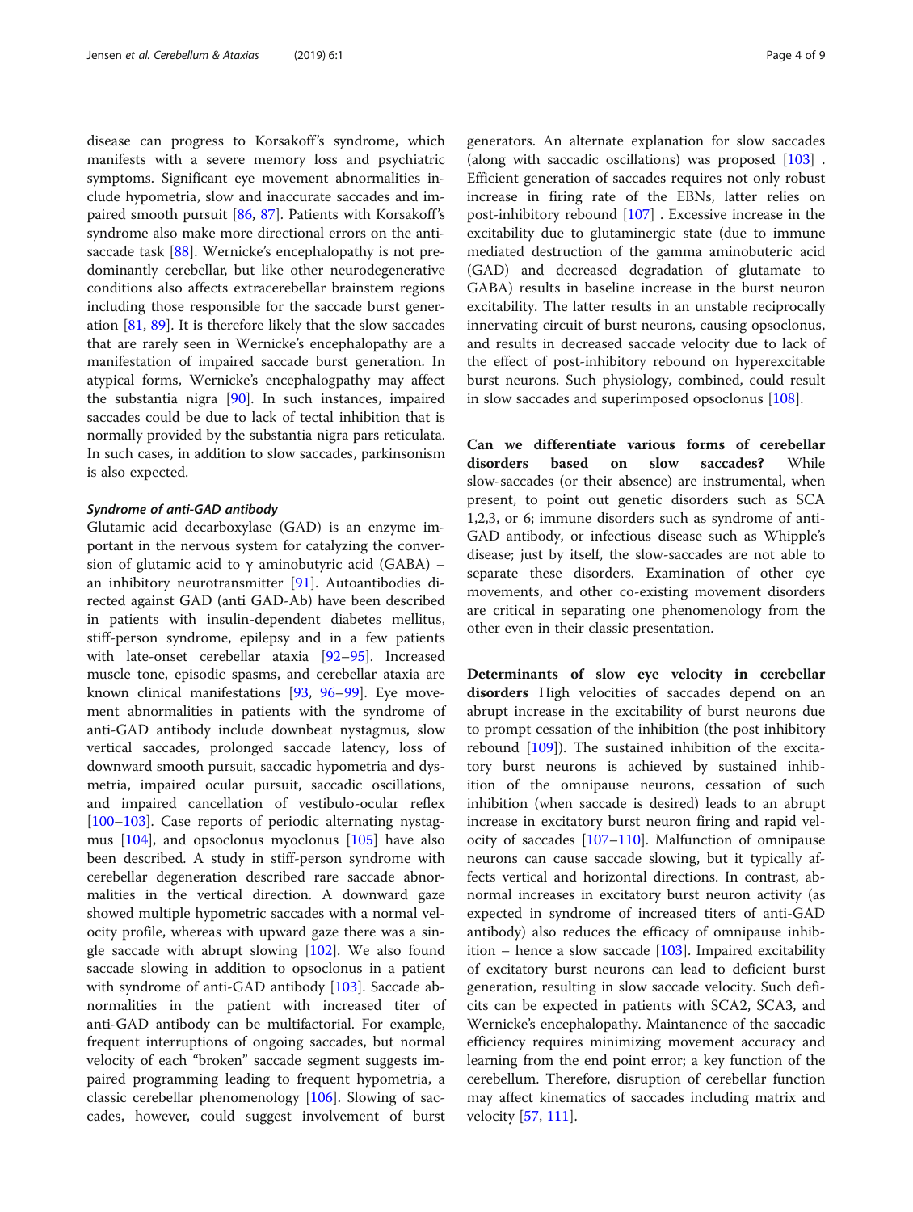disease can progress to Korsakoff's syndrome, which manifests with a severe memory loss and psychiatric symptoms. Significant eye movement abnormalities include hypometria, slow and inaccurate saccades and impaired smooth pursuit [86, 87]. Patients with Korsakoff's syndrome also make more directional errors on the anti-saccade task [88]. Wernicke's encephalopathy is not predominantly cerebellar, but like other neurodegenerative conditions also affects extracerebellar brainstem regions including those responsible for the saccade burst generation [81, 89]. It is therefore likely that the slow saccades that are rarely seen in Wernicke's encephalopathy are a manifestation of impaired saccade burst generation. In atypical forms, Wernicke's encephalogpathy may affect the substantia nigra [90]. In such instances, impaired saccades could be due to lack of tectal inhibition that is normally provided by the substantia nigra pars reticulata. In such cases, in addition to slow saccades, parkinsonism is also expected.

#### *Syndrome of anti-GAD antibody*

Glutamic acid decarboxylase (GAD) is an enzyme important in the nervous system for catalyzing the conversion of glutamic acid to γ aminobutyric acid (GABA) – an inhibitory neurotransmitter [91]. Autoantibodies directed against GAD (anti GAD-Ab) have been described in patients with insulin-dependent diabetes mellitus, stiff-person syndrome, epilepsy and in a few patients with late-onset cerebellar ataxia [92–95]. Increased muscle tone, episodic spasms, and cerebellar ataxia are known clinical manifestations [93, 96–99]. Eye movement abnormalities in patients with the syndrome of anti-GAD antibody include downbeat nystagmus, slow vertical saccades, prolonged saccade latency, loss of downward smooth pursuit, saccadic hypometria and dysmetria, impaired ocular pursuit, saccadic oscillations, and impaired cancellation of vestibulo-ocular reflex [100–103]. Case reports of periodic alternating nystagmus [104], and opsoclonus myoclonus [105] have also been described. A study in stiff-person syndrome with cerebellar degeneration described rare saccade abnormalities in the vertical direction. A downward gaze showed multiple hypometric saccades with a normal velocity profile, whereas with upward gaze there was a single saccade with abrupt slowing [102]. We also found saccade slowing in addition to opsoclonus in a patient with syndrome of anti-GAD antibody [103]. Saccade abnormalities in the patient with increased titer of anti-GAD antibody can be multifactorial. For example, frequent interruptions of ongoing saccades, but normal velocity of each "broken" saccade segment suggests impaired programming leading to frequent hypometria, a classic cerebellar phenomenology [106]. Slowing of saccades, however, could suggest involvement of burst generators. An alternate explanation for slow saccades (along with saccadic oscillations) was proposed [103] . Efficient generation of saccades requires not only robust increase in firing rate of the EBNs, latter relies on post-inhibitory rebound [107] . Excessive increase in the excitability due to glutaminergic state (due to immune mediated destruction of the gamma aminobuteric acid (GAD) and decreased degradation of glutamate to GABA) results in baseline increase in the burst neuron excitability. The latter results in an unstable reciprocally innervating circuit of burst neurons, causing opsoclonus, and results in decreased saccade velocity due to lack of the effect of post-inhibitory rebound on hyperexcitable burst neurons. Such physiology, combined, could result in slow saccades and superimposed opsoclonus [108].

**Can we differentiate various forms of cerebellar disorders based on slow saccades?** While slow-saccades (or their absence) are instrumental, when present, to point out genetic disorders such as SCA 1,2,3, or 6; immune disorders such as syndrome of anti-GAD antibody, or infectious disease such as Whipple's disease; just by itself, the slow-saccades are not able to separate these disorders. Examination of other eye movements, and other co-existing movement disorders are critical in separating one phenomenology from the other even in their classic presentation.

**Determinants of slow eye velocity in cerebellar disorders** High velocities of saccades depend on an abrupt increase in the excitability of burst neurons due to prompt cessation of the inhibition (the post inhibitory rebound [109]). The sustained inhibition of the excitatory burst neurons is achieved by sustained inhibition of the omnipause neurons, cessation of such inhibition (when saccade is desired) leads to an abrupt increase in excitatory burst neuron firing and rapid velocity of saccades [107–110]. Malfunction of omnipause neurons can cause saccade slowing, but it typically affects vertical and horizontal directions. In contrast, abnormal increases in excitatory burst neuron activity (as expected in syndrome of increased titers of anti-GAD antibody) also reduces the efficacy of omnipause inhibition – hence a slow saccade [103]. Impaired excitability of excitatory burst neurons can lead to deficient burst generation, resulting in slow saccade velocity. Such deficits can be expected in patients with SCA2, SCA3, and Wernicke's encephalopathy. Maintanence of the saccadic efficiency requires minimizing movement accuracy and learning from the end point error; a key function of the cerebellum. Therefore, disruption of cerebellar function may affect kinematics of saccades including matrix and velocity [57, 111].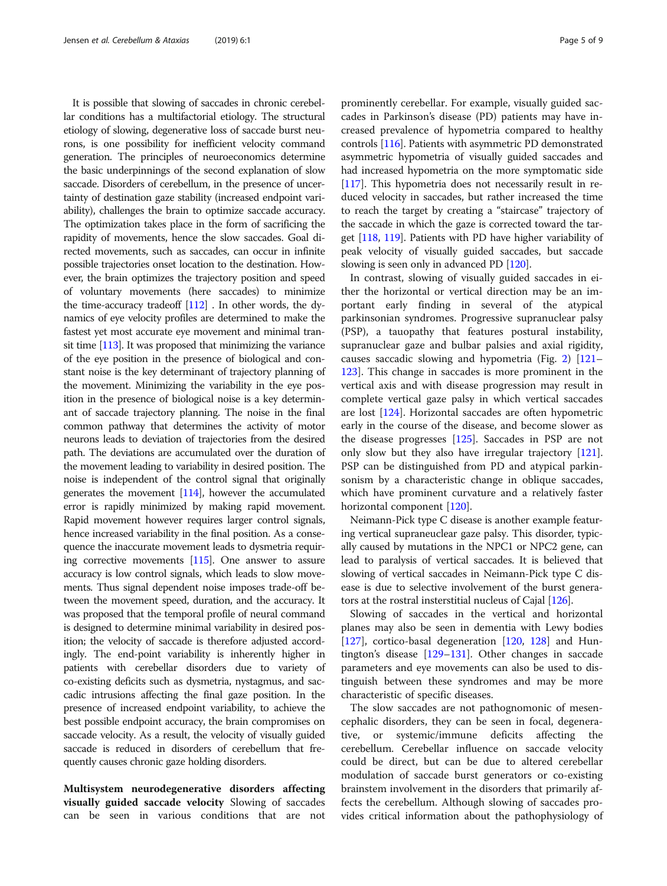It is possible that slowing of saccades in chronic cerebellar conditions has a multifactorial etiology. The structural etiology of slowing, degenerative loss of saccade burst neurons, is one possibility for inefficient velocity command generation. The principles of neuroeconomics determine the basic underpinnings of the second explanation of slow saccade. Disorders of cerebellum, in the presence of uncertainty of destination gaze stability (increased endpoint variability), challenges the brain to optimize saccade accuracy. The optimization takes place in the form of sacrificing the rapidity of movements, hence the slow saccades. Goal directed movements, such as saccades, can occur in infinite possible trajectories onset location to the destination. However, the brain optimizes the trajectory position and speed of voluntary movements (here saccades) to minimize the time-accuracy tradeoff [112] . In other words, the dynamics of eye velocity profiles are determined to make the fastest yet most accurate eye movement and minimal transit time [113]. It was proposed that minimizing the variance of the eye position in the presence of biological and constant noise is the key determinant of trajectory planning of the movement. Minimizing the variability in the eye position in the presence of biological noise is a key determinant of saccade trajectory planning. The noise in the final common pathway that determines the activity of motor neurons leads to deviation of trajectories from the desired path. The deviations are accumulated over the duration of the movement leading to variability in desired position. The noise is independent of the control signal that originally generates the movement [114], however the accumulated error is rapidly minimized by making rapid movement. Rapid movement however requires larger control signals, hence increased variability in the final position. As a consequence the inaccurate movement leads to dysmetria requiring corrective movements [115]. One answer to assure accuracy is low control signals, which leads to slow movements. Thus signal dependent noise imposes trade-off between the movement speed, duration, and the accuracy. It was proposed that the temporal profile of neural command is designed to determine minimal variability in desired position; the velocity of saccade is therefore adjusted accordingly. The end-point variability is inherently higher in patients with cerebellar disorders due to variety of co-existing deficits such as dysmetria, nystagmus, and saccadic intrusions affecting the final gaze position. In the presence of increased endpoint variability, to achieve the best possible endpoint accuracy, the brain compromises on saccade velocity. As a result, the velocity of visually guided saccade is reduced in disorders of cerebellum that frequently causes chronic gaze holding disorders.

**Multisystem neurodegenerative disorders affecting visually guided saccade velocity** Slowing of saccades can be seen in various conditions that are not prominently cerebellar. For example, visually guided saccades in Parkinson's disease (PD) patients may have increased prevalence of hypometria compared to healthy controls [116]. Patients with asymmetric PD demonstrated asymmetric hypometria of visually guided saccades and had increased hypometria on the more symptomatic side [117]. This hypometria does not necessarily result in reduced velocity in saccades, but rather increased the time to reach the target by creating a "staircase" trajectory of the saccade in which the gaze is corrected toward the target [118, 119]. Patients with PD have higher variability of peak velocity of visually guided saccades, but saccade slowing is seen only in advanced PD [120].

In contrast, slowing of visually guided saccades in either the horizontal or vertical direction may be an important early finding in several of the atypical parkinsonian syndromes. Progressive supranuclear palsy (PSP), a tauopathy that features postural instability, supranuclear gaze and bulbar palsies and axial rigidity, causes saccadic slowing and hypometria (Fig. 2) [121–123]. This change in saccades is more prominent in the vertical axis and with disease progression may result in complete vertical gaze palsy in which vertical saccades are lost [124]. Horizontal saccades are often hypometric early in the course of the disease, and become slower as the disease progresses [125]. Saccades in PSP are not only slow but they also have irregular trajectory [121]. PSP can be distinguished from PD and atypical parkinsonism by a characteristic change in oblique saccades, which have prominent curvature and a relatively faster horizontal component [120].

Neimann-Pick type C disease is another example featuring vertical supraneuclear gaze palsy. This disorder, typically caused by mutations in the NPC1 or NPC2 gene, can lead to paralysis of vertical saccades. It is believed that slowing of vertical saccades in Neimann-Pick type C disease is due to selective involvement of the burst generators at the rostral interstitial nucleus of Cajal [126].

Slowing of saccades in the vertical and horizontal planes may also be seen in dementia with Lewy bodies [127], cortico-basal degeneration [120, 128] and Huntington's disease [129–131]. Other changes in saccade parameters and eye movements can also be used to distinguish between these syndromes and may be more characteristic of specific diseases.

The slow saccades are not pathognomonic of mesencephalic disorders, they can be seen in focal, degenerative, or systemic/immune deficits affecting the cerebellum. Cerebellar influence on saccade velocity could be direct, but can be due to altered cerebellar modulation of saccade burst generators or co-existing brainstem involvement in the disorders that primarily affects the cerebellum. Although slowing of saccades provides critical information about the pathophysiology of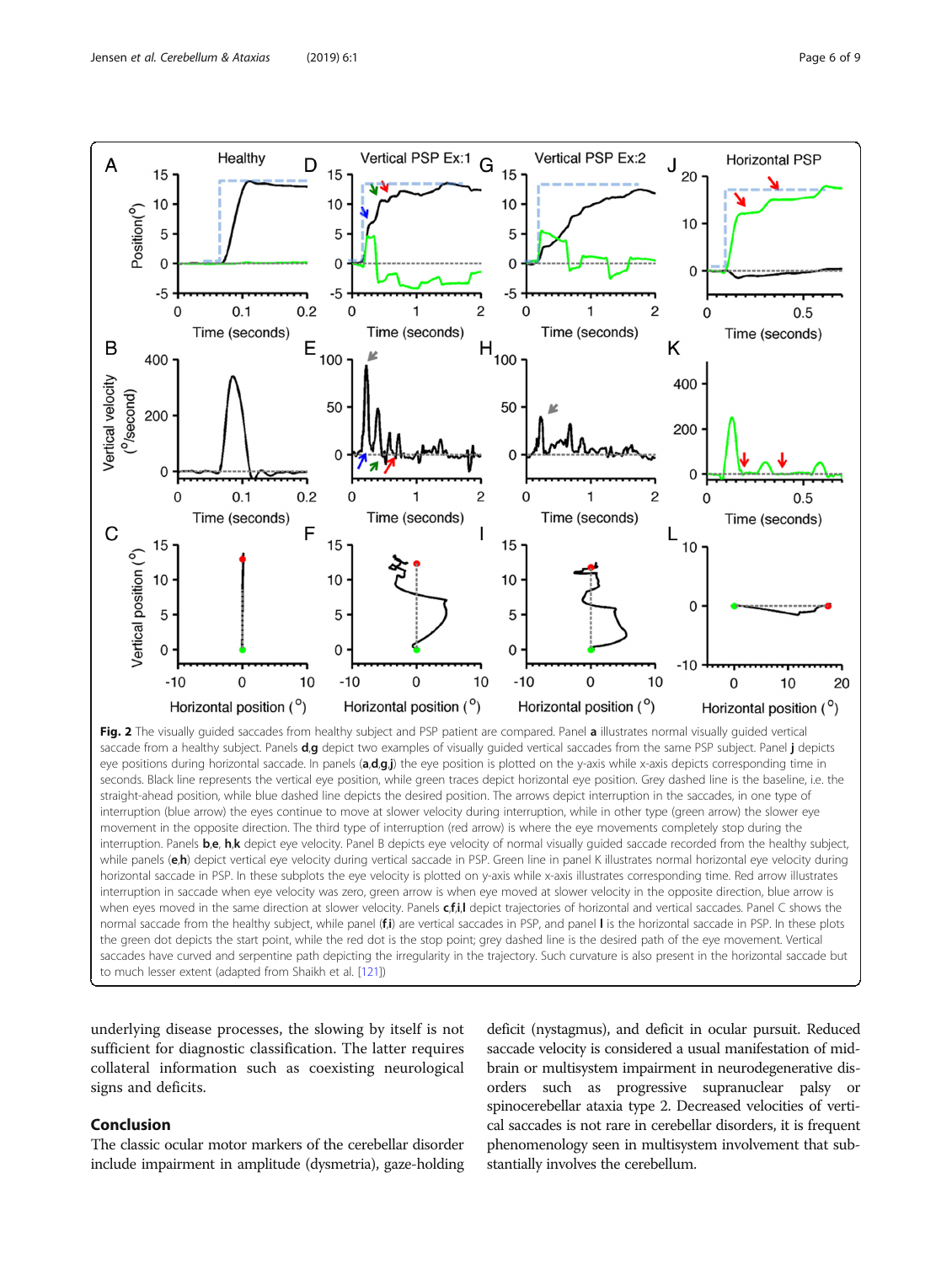**Fig. 2** The visually guided saccades from healthy subject and PSP patient are compared. Panel **a** illustrates normal visually guided vertical saccade from a healthy subject. Panels **d**,**g** depict two examples of visually guided vertical saccades from the same PSP subject. Panel **j** depicts eye positions during horizontal saccade. In panels (**a**,**d**,**g**,**j**) the eye position is plotted on the y-axis while x-axis depicts corresponding time in seconds. Black line represents the vertical eye position, while green traces depict horizontal eye position. Grey dashed line is the baseline, i.e. the straight-ahead position, while blue dashed line depicts the desired position. The arrows depict interruption in the saccades, in one type of interruption (blue arrow) the eyes continue to move at slower velocity during interruption, while in other type (green arrow) the slower eye movement in the opposite direction. The third type of interruption (red arrow) is where the eye movements completely stop during the interruption. Panels **b**,**e**, **h**,**k** depict eye velocity. Panel B depicts eye velocity of normal visually guided saccade recorded from the healthy subject, while panels (**e**,**h**) depict vertical eye velocity during vertical saccade in PSP. Green line in panel K illustrates normal horizontal eye velocity during horizontal saccade in PSP. In these subplots the eye velocity is plotted on y-axis while x-axis illustrates corresponding time. Red arrow illustrates interruption in saccade when eye velocity was zero, green arrow is when eye moved at slower velocity in the opposite direction, blue arrow is when eyes moved in the same direction at slower velocity. Panels **c**,**f**,**i**,**l** depict trajectories of horizontal and vertical saccades. Panel C shows the normal saccade from the healthy subject, while panel (**f**,**i**) are vertical saccades in PSP, and panel **l** is the horizontal saccade in PSP. In these plots the green dot depicts the start point, while the red dot is the stop point; grey dashed line is the desired path of the eye movement. Vertical saccades have curved and serpentine path depicting the irregularity in the trajectory. Such curvature is also present in the horizontal saccade but to much lesser extent (adapted from Shaikh et al. [121])

underlying disease processes, the slowing by itself is not sufficient for diagnostic classification. The latter requires collateral information such as coexisting neurological signs and deficits.

## Conclusion

The classic ocular motor markers of the cerebellar disorder include impairment in amplitude (dysmetria), gaze-holding deficit (nystagmus), and deficit in ocular pursuit. Reduced saccade velocity is considered a usual manifestation of midbrain or multisystem impairment in neurodegenerative disorders such as progressive supranuclear palsy or spinocerebellar ataxia type 2. Decreased velocities of vertical saccades is not rare in cerebellar disorders, it is frequent phenomenology seen in multisystem involvement that substantially involves the cerebellum.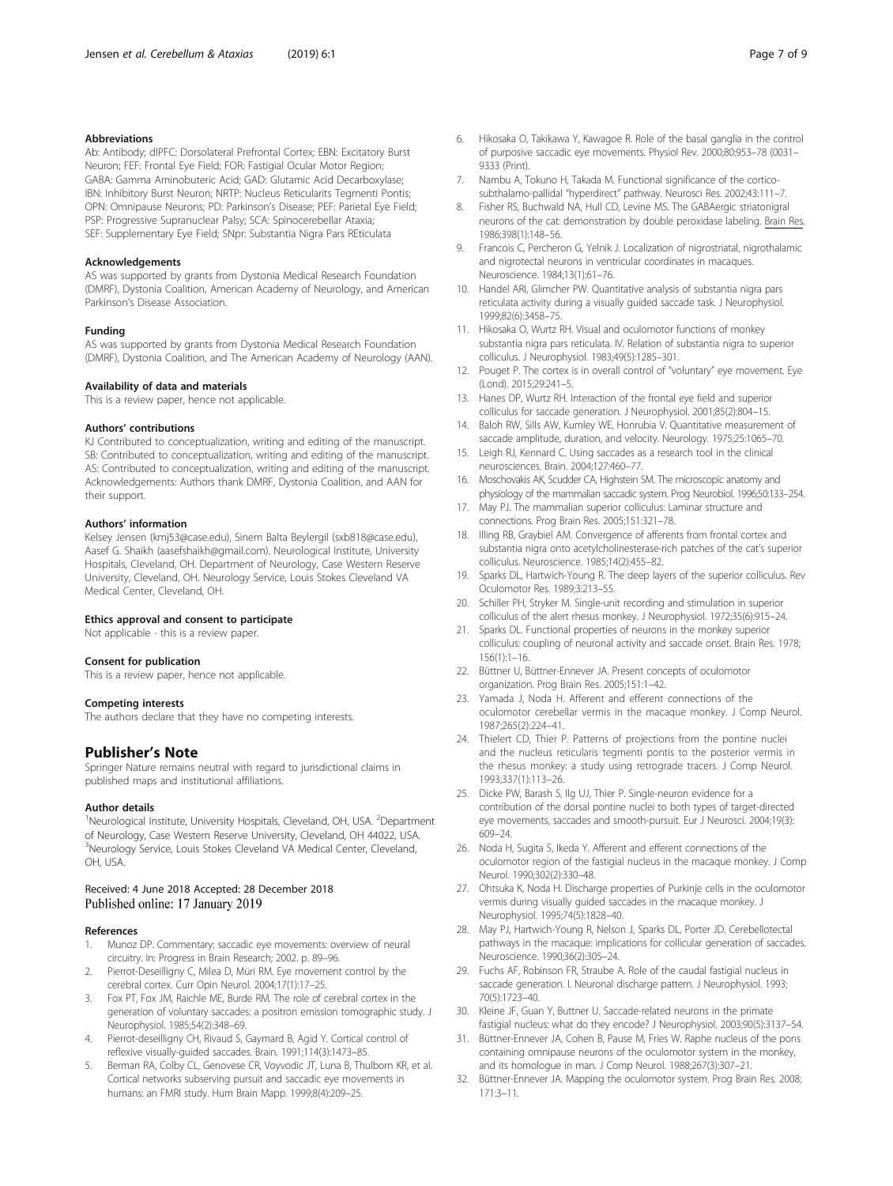### Abbreviations

Ab: Antibody; dlPFC: Dorsolateral Prefrontal Cortex; EBN: Excitatory Burst Neuron; FEF: Frontal Eye Field; FOR: Fastigial Ocular Motor Region; GABA: Gamma Aminobuteric Acid; GAD: Glutamic Acid Decarboxylase; IBN: Inhibitory Burst Neuron; NRTP: Nucleus Reticularits Tegmenti Pontis; OPN: Omnipause Neurons; PD: Parkinson's Disease; PEF: Parietal Eye Field; PSP: Progressive Supranuclear Palsy; SCA: Spinocerebellar Ataxia; SEF: Supplementary Eye Field; SNpr: Substantia Nigra Pars REticulata

### Acknowledgements

AS was supported by grants from Dystonia Medical Research Foundation (DMRF), Dystonia Coalition, American Academy of Neurology, and American Parkinson's Disease Association.

### Funding

AS was supported by grants from Dystonia Medical Research Foundation (DMRF), Dystonia Coalition, and The American Academy of Neurology (AAN).

### Availability of data and materials

This is a review paper, hence not applicable.

### Authors' contributions

KJ Contributed to conceptualization, writing and editing of the manuscript. SB: Contributed to conceptualization, writing and editing of the manuscript. AS: Contributed to conceptualization, writing and editing of the manuscript. Acknowledgements: Authors thank DMRF, Dystonia Coalition, and AAN for their support.

### Authors' information

Kelsey Jensen (kmj53@case.edu), Sinem Balta Beylergil (sxb818@case.edu), Aasef G. Shaikh (aasefshaikh@gmail.com). Neurological Institute, University Hospitals, Cleveland, OH. Department of Neurology, Case Western Reserve University, Cleveland, OH. Neurology Service, Louis Stokes Cleveland VA Medical Center, Cleveland, OH.

### Ethics approval and consent to participate

Not applicable - this is a review paper.

### Consent for publication

This is a review paper, hence not applicable.

### Competing interests

The authors declare that they have no competing interests.

## Publisher's Note

Springer Nature remains neutral with regard to jurisdictional claims in published maps and institutional affiliations.

### Author details

[1]Neurological Institute, University Hospitals, Cleveland, OH, USA. [2]Department of Neurology, Case Western Reserve University, Cleveland, OH 44022, USA. [3]Neurology Service, Louis Stokes Cleveland VA Medical Center, Cleveland, OH, USA.

Received: 4 June 2018 Accepted: 28 December 2018
Published online: 17 January 2019

### References

1. Munoz DP. Commentary: saccadic eye movements: overview of neural circuitry. In: Progress in Brain Research; 2002. p. 89–96.
2. Pierrot-Deseilligny C, Milea D, Müri RM. Eye movement control by the cerebral cortex. Curr Opin Neurol. 2004;17(1):17–25.
3. Fox PT, Fox JM, Raichle ME, Burde RM. The role of cerebral cortex in the generation of voluntary saccades: a positron emission tomographic study. J Neurophysiol. 1985;54(2):348–69.
4. Pierrot-deseilligny CH, Rivaud S, Gaymard B, Agid Y. Cortical control of reflexive visually-guided saccades. Brain. 1991;114(3):1473–85.
5. Berman RA, Colby CL, Genovese CR, Voyvodic JT, Luna B, Thulborn KR, et al. Cortical networks subserving pursuit and saccadic eye movements in humans: an FMRI study. Hum Brain Mapp. 1999;8(4):209–25.
6. Hikosaka O, Takikawa Y, Kawagoe R. Role of the basal ganglia in the control of purposive saccadic eye movements. Physiol Rev. 2000;80:953–78 (0031–9333 (Print).
7. Nambu A, Tokuno H, Takada M. Functional significance of the cortico-subthalamo-pallidal "hyperdirect" pathway. Neurosci Res. 2002;43:111–7.
8. Fisher RS, Buchwald NA, Hull CD, Levine MS. The GABAergic striatonigral neurons of the cat: demonstration by double peroxidase labeling. Brain Res. 1986;398(1):148–56.
9. Francois C, Percheron G, Yelnik J. Localization of nigrostriatal, nigrothalamic and nigrotectal neurons in ventricular coordinates in macaques. Neuroscience. 1984;13(1):61–76.
10. Handel ARI, Glimcher PW. Quantitative analysis of substantia nigra pars reticulata activity during a visually guided saccade task. J Neurophysiol. 1999;82(6):3458–75.
11. Hikosaka O, Wurtz RH. Visual and oculomotor functions of monkey substantia nigra pars reticulata. IV. Relation of substantia nigra to superior colliculus. J Neurophysiol. 1983;49(5):1285–301.
12. Pouget P. The cortex is in overall control of "voluntary" eye movement. Eye (Lond). 2015;29:241–5.
13. Hanes DP, Wurtz RH. Interaction of the frontal eye field and superior colliculus for saccade generation. J Neurophysiol. 2001;85(2):804–15.
14. Baloh RW, Sills AW, Kumley WE, Honrubia V. Quantitative measurement of saccade amplitude, duration, and velocity. Neurology. 1975;25:1065–70.
15. Leigh RJ, Kennard C. Using saccades as a research tool in the clinical neurosciences. Brain. 2004;127:460–77.
16. Moschovakis AK, Scudder CA, Highstein SM. The microscopic anatomy and physiology of the mammalian saccadic system. Prog Neurobiol. 1996;50:133–254.
17. May PJ. The mammalian superior colliculus: Laminar structure and connections. Prog Brain Res. 2005;151:321–78.
18. Illing RB, Graybiel AM. Convergence of afferents from frontal cortex and substantia nigra onto acetylcholinesterase-rich patches of the cat's superior colliculus. Neuroscience. 1985;14(2):455–82.
19. Sparks DL, Hartwich-Young R. The deep layers of the superior colliculus. Rev Oculomotor Res. 1989;3:213–55.
20. Schiller PH, Stryker M. Single-unit recording and stimulation in superior colliculus of the alert rhesus monkey. J Neurophysiol. 1972;35(6):915–24.
21. Sparks DL. Functional properties of neurons in the monkey superior colliculus: coupling of neuronal activity and saccade onset. Brain Res. 1978; 156(1):1–16.
22. Büttner U, Büttner-Ennever JA. Present concepts of oculomotor organization. Prog Brain Res. 2005;151:1–42.
23. Yamada J, Noda H. Afferent and efferent connections of the oculomotor cerebellar vermis in the macaque monkey. J Comp Neurol. 1987;265(2):224–41.
24. Thielert CD, Thier P. Patterns of projections from the pontine nuclei and the nucleus reticularis tegmenti pontis to the posterior vermis in the rhesus monkey: a study using retrograde tracers. J Comp Neurol. 1993;337(1):113–26.
25. Dicke PW, Barash S, Ilg UJ, Thier P. Single-neuron evidence for a contribution of the dorsal pontine nuclei to both types of target-directed eye movements, saccades and smooth-pursuit. Eur J Neurosci. 2004;19(3): 609–24.
26. Noda H, Sugita S, Ikeda Y. Afferent and efferent connections of the oculomotor region of the fastigial nucleus in the macaque monkey. J Comp Neurol. 1990;302(2):330–48.
27. Ohtsuka K, Noda H. Discharge properties of Purkinje cells in the oculomotor vermis during visually guided saccades in the macaque monkey. J Neurophysiol. 1995;74(5):1828–40.
28. May PJ, Hartwich-Young R, Nelson J, Sparks DL, Porter JD. Cerebellotectal pathways in the macaque: implications for collicular generation of saccades. Neuroscience. 1990;36(2):305–24.
29. Fuchs AF, Robinson FR, Straube A. Role of the caudal fastigial nucleus in saccade generation. I. Neuronal discharge pattern. J Neurophysiol. 1993; 70(5):1723–40.
30. Kleine JF, Guan Y, Buttner U. Saccade-related neurons in the primate fastigial nucleus: what do they encode? J Neurophysiol. 2003;90(5):3137–54.
31. Büttner-Ennever JA, Cohen B, Pause M, Fries W. Raphe nucleus of the pons containing omnipause neurons of the oculomotor system in the monkey, and its homologue in man. J Comp Neurol. 1988;267(3):307–21.
32. Büttner-Ennever JA. Mapping the oculomotor system. Prog Brain Res. 2008; 171:3–11.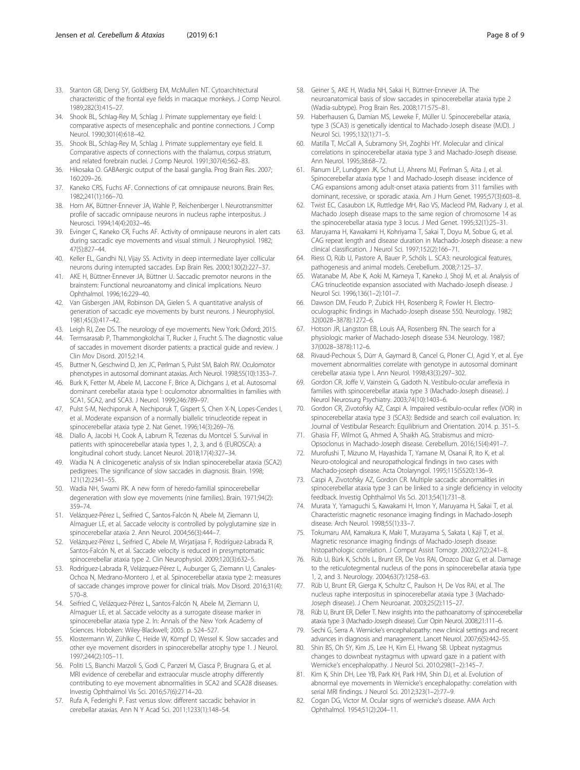33. Stanton GB, Deng SY, Goldberg EM, McMullen NT. Cytoarchitectural characteristic of the frontal eye fields in macaque monkeys. J Comp Neurol. 1989;282(3):415–27.
34. Shook BL, Schlag-Rey M, Schlag J. Primate supplementary eye field: I. comparative aspects of mesencephalic and pontine connections. J Comp Neurol. 1990;301(4):618–42.
35. Shook BL, Schlag-Rey M, Schlag J. Primate supplementary eye field. II. Comparative aspects of connections with the thalamus, corpus striatum, and related forebrain nuclei. J Comp Neurol. 1991;307(4):562–83.
36. Hikosaka O. GABAergic output of the basal ganglia. Prog Brain Res. 2007; 160:209–26.
37. Kaneko CRS, Fuchs AF. Connections of cat omnipause neurons. Brain Res. 1982;241(1):166–70.
38. Horn AK, Büttner-Ennever JA, Wahle P, Reichenberger I. Neurotransmitter profile of saccadic omnipause neurons in nucleus raphe interpositus. J Neurosci. 1994;14(4):2032–46.
39. Evinger C, Kaneko CR, Fuchs AF. Activity of omnipause neurons in alert cats during saccadic eye movements and visual stimuli. J Neurophysiol. 1982; 47(5):827–44.
40. Keller EL, Gandhi NJ, Vijay SS. Activity in deep intermediate layer collicular neurons during interrupted saccades. Exp Brain Res. 2000;130(2):227–37.
41. AKE H, Büttner-Ennever JA, Büttner U. Saccadic premotor neurons in the brainstem: Functional neuroanatomy and clinical implications. Neuro Ophthalmol. 1996;16:229–40.
42. Van Gisbergen JAM, Robinson DA, Gielen S. A quantitative analysis of generation of saccadic eye movements by burst neurons. J Neurophysiol. 1981;45(3):417–42.
43. Leigh RJ, Zee DS. The neurology of eye movements. New York: Oxford; 2015.
44. Termsarasab P, Thammongkolchai T, Rucker J, Frucht S. The diagnostic value of saccades in movement disorder patients: a practical guide and review. J Clin Mov Disord. 2015;2:14.
45. Buttner N, Geschwind D, Jen JC, Perlman S, Pulst SM, Baloh RW. Oculomotor phenotypes in autosomal dominant ataxias. Arch Neurol. 1998;55(10):1353–7.
46. Burk K, Fetter M, Abele M, Laccone F, Brice A, Dichgans J, et al. Autosomal dominant cerebellar ataxia type I: oculomotor abnormalities in families with SCA1, SCA2, and SCA3. J Neurol. 1999;246:789–97.
47. Pulst S-M, Nechiporuk A, Nechiporuk T, Gispert S, Chen X-N, Lopes-Cendes I, et al. Moderate expansion of a normally biallelic trinucleotide repeat in spinocerebellar ataxia type 2. Nat Genet. 1996;14(3):269–76.
48. Diallo A, Jacobi H, Cook A, Labrum R, Tezenas du Montcel S. Survival in patients with spinocerebellar ataxia types 1, 2, 3, and 6 (EUROSCA): a longitudinal cohort study. Lancet Neurol. 2018;17(4):327–34.
49. Wadia N. A clinicogenetic analysis of six Indian spinocerebellar ataxia (SCA2) pedigrees. The significance of slow saccades in diagnosis. Brain. 1998; 121(12):2341–55.
50. Wadia NH, Swami RK. A new form of heredo-familial spinocerebellar degeneration with slow eye movements (nine families). Brain. 1971;94(2): 359–74.
51. Velázquez-Pérez L, Seifried C, Santos-Falcón N, Abele M, Ziemann U, Almaguer LE, et al. Saccade velocity is controlled by polyglutamine size in spinocerebellar ataxia 2. Ann Neurol. 2004;56(3):444–7.
52. Velázquez-Pérez L, Seifried C, Abele M, Wirjatijasa F, Rodríguez-Labrada R, Santos-Falcón N, et al. Saccade velocity is reduced in presymptomatic spinocerebellar ataxia type 2. Clin Neurophysiol. 2009;120(3):632–5.
53. Rodríguez-Labrada R, Velázquez-Pérez L, Auburger G, Ziemann U, Canales-Ochoa N, Medrano-Montero J, et al. Spinocerebellar ataxia type 2: measures of saccade changes improve power for clinical trials. Mov Disord. 2016;31(4): 570–8.
54. Seifried C, Velázquez-Pérez L, Santos-Falcón N, Abele M, Ziemann U, Almaguer LE, et al. Saccade velocity as a surrogate disease marker in spinocerebellar ataxia type 2. In: Annals of the New York Academy of Sciences. Hoboken: Wiley-Blackwell; 2005. p. 524–527.
55. Klostermann W, Zühlke C, Heide W, Kömpf D, Wessel K. Slow saccades and other eye movement disorders in spinocerebellar atrophy type 1. J Neurol. 1997;244(2):105–11.
56. Politi LS, Bianchi Marzoli S, Godi C, Panzeri M, Ciasca P, Brugnara G, et al. MRI evidence of cerebellar and extraocular muscle atrophy differently contributing to eye movement abnormalities in SCA2 and SCA28 diseases. Investig Ophthalmol Vis Sci. 2016;57(6):2714–20.
57. Rufa A, Federighi P. Fast versus slow: different saccadic behavior in cerebellar ataxias. Ann N Y Acad Sci. 2011;1233(1):148–54.
58. Geiner S, AKE H, Wadia NH, Sakai H, Büttner-Ennever JA. The neuroanatomical basis of slow saccades in spinocerebellar ataxia type 2 (Wadia-subtype). Prog Brain Res. 2008;171:575–81.
59. Haberhausen G, Damian MS, Leweke F, Müller U. Spinocerebellar ataxia, type 3 (SCA3) is genetically identical to Machado-Joseph disease (MJD). J Neurol Sci. 1995;132(1):71–5.
60. Matilla T, McCall A, Subramony SH, Zoghbi HY. Molecular and clinical correlations in spinocerebellar ataxia type 3 and Machado-Joseph disease. Ann Neurol. 1995;38:68–72.
61. Ranum LP, Lundgren JK, Schut LJ, Ahrens MJ, Perlman S, Aita J, et al. Spinocerebellar ataxia type 1 and Machado-Joseph disease: incidence of CAG expansions among adult-onset ataxia patients from 311 families with dominant, recessive, or sporadic ataxia. Am J Hum Genet. 1995;57(3):603–8.
62. Twist EC, Casaubon LK, Ruttledge MH, Rao VS, Macleod PM, Radvany J, et al. Machado Joseph disease maps to the same region of chromosome 14 as the spinocerebellar ataxia type 3 locus. J Med Genet. 1995;32(1):25–31.
63. Maruyama H, Kawakami H, Kohriyama T, Sakai T, Doyu M, Sobue G, et al. CAG repeat length and disease duration in Machado-Joseph disease: a new clinical classification. J Neurol Sci. 1997;152(2):166–71.
64. Riess O, Rüb U, Pastore A, Bauer P, Schöls L. SCA3: neurological features, pathogenesis and animal models. Cerebellum. 2008;7:125–37.
65. Watanabe M, Abe K, Aoki M, Kameya T, Kaneko J, Shoji M, et al. Analysis of CAG trinucleotide expansion associated with Machado-Joseph disease. J Neurol Sci. 1996;136(1–2):101–7.
66. Dawson DM, Feudo P, Zubick HH, Rosenberg R, Fowler H. Electro-oculographic findings in Machado-Joseph disease 550. Neurology. 1982; 32(0028–3878):1272–6.
67. Hotson JR, Langston EB, Louis AA, Rosenberg RN. The search for a physiologic marker of Machado-Joseph disease 534. Neurology. 1987; 37(0028–3878):112–6.
68. Rivaud-Pechoux S, Dürr A, Gaymard B, Cancel G, Ploner CJ, Agid Y, et al. Eye movement abnormalities correlate with genotype in autosomal dominant cerebellar ataxia type I. Ann Neurol. 1998;43(3):297–302.
69. Gordon CR, Joffe V, Vainstein G, Gadoth N. Vestibulo-ocular arreflexia in families with spinocerebellar ataxia type 3 (Machado-Joseph disease). J Neurol Neurosurg Psychiatry. 2003;74(10):1403–6.
70. Gordon CR, Zivotofsky AZ, Caspi A. Impaired vestibulo-ocular reflex (VOR) in spinocerebellar ataxia type 3 (SCA3): Bedside and search coil evaluation. In: Journal of Vestibular Research: Equilibrium and Orientation. 2014. p. 351–5.
71. Ghasia FF, Wilmot G, Ahmed A, Shaikh AG. Strabismus and micro-Opsoclonus in Machado-Joseph disease. Cerebellum. 2016;15(4):491–7.
72. Murofushi T, Mizuno M, Hayashida T, Yamane M, Osanai R, Ito K, et al. Neuro-otological and neuropathological findings in two cases with Machado-joseph disease. Acta Otolaryngol. 1995;115(S520):136–9.
73. Caspi A, Zivotofsky AZ, Gordon CR. Multiple saccadic abnormalities in spinocerebellar ataxia type 3 can be linked to a single deficiency in velocity feedback. Investig Ophthalmol Vis Sci. 2013;54(1):731–8.
74. Murata Y, Yamaguchi S, Kawakami H, Imon Y, Maruyama H, Sakai T, et al. Characteristic magnetic resonance imaging findings in Machado-Joseph disease. Arch Neurol. 1998;55(1):33–7.
75. Tokumaru AM, Kamakura K, Maki T, Murayama S, Sakata I, Kaji T, et al. Magnetic resonance imaging findings of Machado-Joseph disease: histopathologic correlation. J Comput Assist Tomogr. 2003;27(2):241–8.
76. Rüb U, Bürk K, Schöls L, Brunt ER, De Vos RAI, Orozco Diaz G, et al. Damage to the reticulotegmental nucleus of the pons in spinocerebellar ataxia type 1, 2, and 3. Neurology. 2004;63(7):1258–63.
77. Rüb U, Brunt ER, Gierga K, Schultz C, Paulson H, De Vos RAI, et al. The nucleus raphe interpositus in spinocerebellar ataxia type 3 (Machado-Joseph disease). J Chem Neuroanat. 2003;25(2):115–27.
78. Rüb U, Brunt ER, Deller T. New insights into the pathoanatomy of spinocerebellar ataxia type 3 (Machado-Joseph disease). Curr Opin Neurol. 2008;21:111–6.
79. Sechi G, Serra A. Wernicke's encephalopathy: new clinical settings and recent advances in diagnosis and management. Lancet Neurol. 2007;6(5):442–55.
80. Shin BS, Oh SY, Kim JS, Lee H, Kim EJ, Hwang SB. Upbeat nystagmus changes to downbeat nystagmus with upward gaze in a patient with Wernicke's encephalopathy. J Neurol Sci. 2010;298(1–2):145–7.
81. Kim K, Shin DH, Lee YB, Park KH, Park HM, Shin DJ, et al. Evolution of abnormal eye movements in Wernicke's encephalopathy: correlation with serial MRI findings. J Neurol Sci. 2012;323(1–2):77–9.
82. Cogan DG, Victor M. Ocular signs of wernicke's disease. AMA Arch Ophthalmol. 1954;51(2):204–11.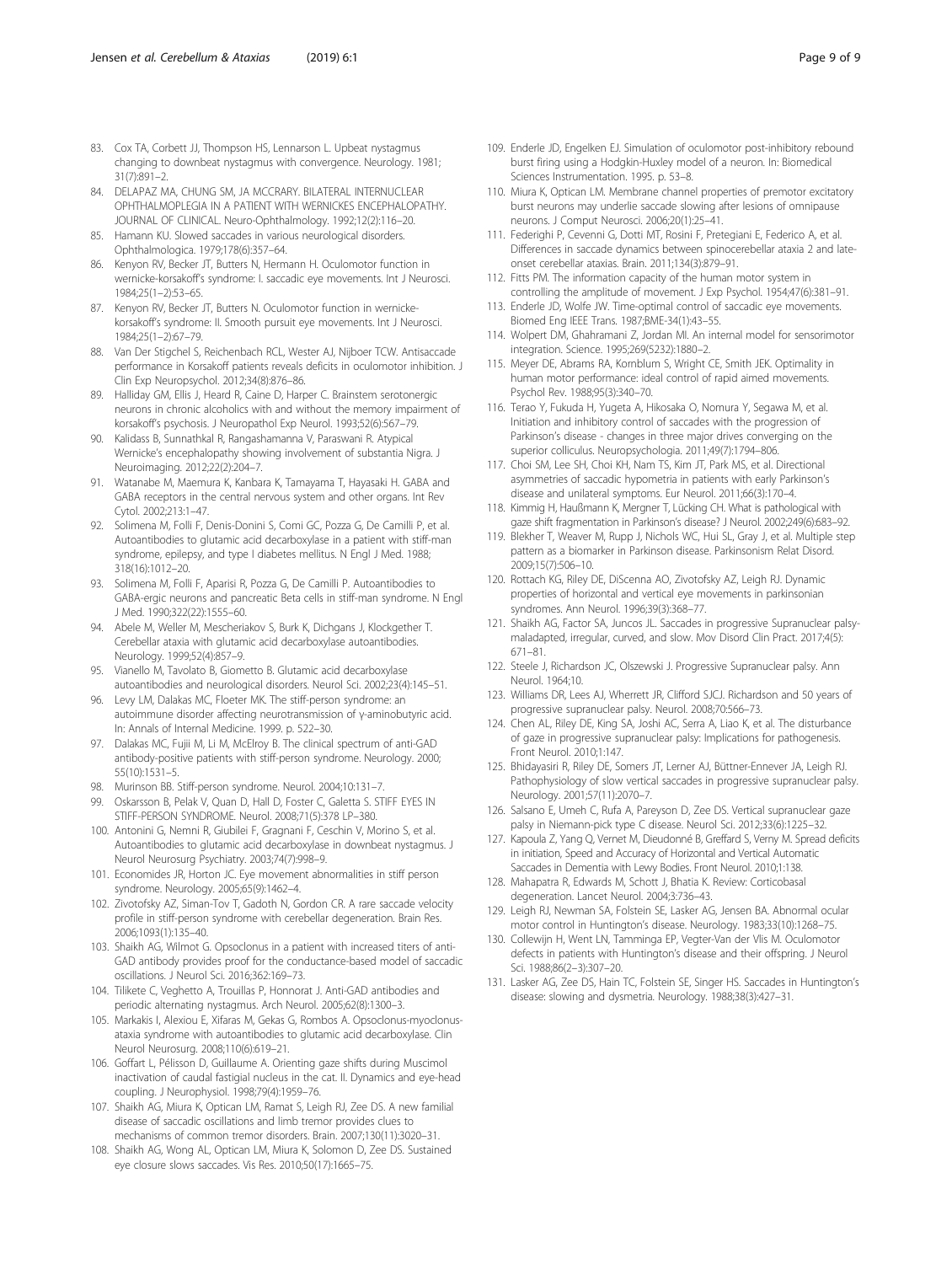83. Cox TA, Corbett JJ, Thompson HS, Lennarson L. Upbeat nystagmus changing to downbeat nystagmus with convergence. Neurology. 1981; 31(7):891–2.
84. DELAPAZ MA, CHUNG SM, JA MCCRARY. BILATERAL INTERNUCLEAR OPHTHALMOPLEGIA IN A PATIENT WITH WERNICKES ENCEPHALOPATHY. JOURNAL OF CLINICAL. Neuro-Ophthalmology. 1992;12(2):116–20.
85. Hamann KU. Slowed saccades in various neurological disorders. Ophthalmologica. 1979;178(6):357–64.
86. Kenyon RV, Becker JT, Butters N, Hermann H. Oculomotor function in wernicke-korsakoff's syndrome: I. saccadic eye movements. Int J Neurosci. 1984;25(1–2):53–65.
87. Kenyon RV, Becker JT, Butters N. Oculomotor function in wernicke-korsakoff's syndrome: II. Smooth pursuit eye movements. Int J Neurosci. 1984;25(1–2):67–79.
88. Van Der Stigchel S, Reichenbach RCL, Wester AJ, Nijboer TCW. Antisaccade performance in Korsakoff patients reveals deficits in oculomotor inhibition. J Clin Exp Neuropsychol. 2012;34(8):876–86.
89. Halliday GM, Ellis J, Heard R, Caine D, Harper C. Brainstem serotonergic neurons in chronic alcoholics with and without the memory impairment of korsakoff's psychosis. J Neuropathol Exp Neurol. 1993;52(6):567–79.
90. Kalidass B, Sunnathkal R, Rangashamanna V, Paraswani R. Atypical Wernicke's encephalopathy showing involvement of substantia Nigra. J Neuroimaging. 2012;22(2):204–7.
91. Watanabe M, Maemura K, Kanbara K, Tamayama T, Hayasaki H. GABA and GABA receptors in the central nervous system and other organs. Int Rev Cytol. 2002;213:1–47.
92. Solimena M, Folli F, Denis-Donini S, Comi GC, Pozza G, De Camilli P, et al. Autoantibodies to glutamic acid decarboxylase in a patient with stiff-man syndrome, epilepsy, and type I diabetes mellitus. N Engl J Med. 1988; 318(16):1012–20.
93. Solimena M, Folli F, Aparisi R, Pozza G, De Camilli P. Autoantibodies to GABA-ergic neurons and pancreatic Beta cells in stiff-man syndrome. N Engl J Med. 1990;322(22):1555–60.
94. Abele M, Weller M, Mescheriakov S, Burk K, Dichgans J, Klockgether T. Cerebellar ataxia with glutamic acid decarboxylase autoantibodies. Neurology. 1999;52(4):857–9.
95. Vianello M, Tavolato B, Giometto B. Glutamic acid decarboxylase autoantibodies and neurological disorders. Neurol Sci. 2002;23(4):145–51.
96. Levy LM, Dalakas MC, Floeter MK. The stiff-person syndrome: an autoimmune disorder affecting neurotransmission of γ-aminobutyric acid. In: Annals of Internal Medicine. 1999. p. 522–30.
97. Dalakas MC, Fujii M, Li M, McElroy B. The clinical spectrum of anti-GAD antibody-positive patients with stiff-person syndrome. Neurology. 2000; 55(10):1531–5.
98. Murinson BB. Stiff-person syndrome. Neurol. 2004;10:131–7.
99. Oskarsson B, Pelak V, Quan D, Hall D, Foster C, Galetta S. STIFF EYES IN STIFF-PERSON SYNDROME. Neurol. 2008;71(5):378 LP–380.
100. Antonini G, Nemni R, Giubilei F, Gragnani F, Ceschin V, Morino S, et al. Autoantibodies to glutamic acid decarboxylase in downbeat nystagmus. J Neurol Neurosurg Psychiatry. 2003;74(7):998–9.
101. Economides JR, Horton JC. Eye movement abnormalities in stiff person syndrome. Neurology. 2005;65(9):1462–4.
102. Zivotofsky AZ, Siman-Tov T, Gadoth N, Gordon CR. A rare saccade velocity profile in stiff-person syndrome with cerebellar degeneration. Brain Res. 2006;1093(1):135–40.
103. Shaikh AG, Wilmot G. Opsoclonus in a patient with increased titers of anti-GAD antibody provides proof for the conductance-based model of saccadic oscillations. J Neurol Sci. 2016;362:169–73.
104. Tilikete C, Veghetto A, Trouillas P, Honnorat J. Anti-GAD antibodies and periodic alternating nystagmus. Arch Neurol. 2005;62(8):1300–3.
105. Markakis I, Alexiou E, Xifaras M, Gekas G, Rombos A. Opsoclonus-myoclonus-ataxia syndrome with autoantibodies to glutamic acid decarboxylase. Clin Neurol Neurosurg. 2008;110(6):619–21.
106. Goffart L, Pélisson D, Guillaume A. Orienting gaze shifts during Muscimol inactivation of caudal fastigial nucleus in the cat. II. Dynamics and eye-head coupling. J Neurophysiol. 1998;79(4):1959–76.
107. Shaikh AG, Miura K, Optican LM, Ramat S, Leigh RJ, Zee DS. A new familial disease of saccadic oscillations and limb tremor provides clues to mechanisms of common tremor disorders. Brain. 2007;130(11):3020–31.
108. Shaikh AG, Wong AL, Optican LM, Miura K, Solomon D, Zee DS. Sustained eye closure slows saccades. Vis Res. 2010;50(17):1665–75.
109. Enderle JD, Engelken EJ. Simulation of oculomotor post-inhibitory rebound burst firing using a Hodgkin-Huxley model of a neuron. In: Biomedical Sciences Instrumentation. 1995. p. 53–8.
110. Miura K, Optican LM. Membrane channel properties of premotor excitatory burst neurons may underlie saccade slowing after lesions of omnipause neurons. J Comput Neurosci. 2006;20(1):25–41.
111. Federighi P, Cevenni G, Dotti MT, Rosini F, Pretegiani E, Federico A, et al. Differences in saccade dynamics between spinocerebellar ataxia 2 and late-onset cerebellar ataxias. Brain. 2011;134(3):879–91.
112. Fitts PM. The information capacity of the human motor system in controlling the amplitude of movement. J Exp Psychol. 1954;47(6):381–91.
113. Enderle JD, Wolfe JW. Time-optimal control of saccadic eye movements. Biomed Eng IEEE Trans. 1987;BME-34(1):43–55.
114. Wolpert DM, Ghahramani Z, Jordan MI. An internal model for sensorimotor integration. Science. 1995;269(5232):1880–2.
115. Meyer DE, Abrams RA, Kornblum S, Wright CE, Smith JEK. Optimality in human motor performance: ideal control of rapid aimed movements. Psychol Rev. 1988;95(3):340–70.
116. Terao Y, Fukuda H, Yugeta A, Hikosaka O, Nomura Y, Segawa M, et al. Initiation and inhibitory control of saccades with the progression of Parkinson's disease - changes in three major drives converging on the superior colliculus. Neuropsychologia. 2011;49(7):1794–806.
117. Choi SM, Lee SH, Choi KH, Nam TS, Kim JT, Park MS, et al. Directional asymmetries of saccadic hypometria in patients with early Parkinson's disease and unilateral symptoms. Eur Neurol. 2011;66(3):170–4.
118. Kimmig H, Haußmann K, Mergner T, Lücking CH. What is pathological with gaze shift fragmentation in Parkinson's disease? J Neurol. 2002;249(6):683–92.
119. Blekher T, Weaver M, Rupp J, Nichols WC, Hui SL, Gray J, et al. Multiple step pattern as a biomarker in Parkinson disease. Parkinsonism Relat Disord. 2009;15(7):506–10.
120. Rottach KG, Riley DE, DiScenna AO, Zivotofsky AZ, Leigh RJ. Dynamic properties of horizontal and vertical eye movements in parkinsonian syndromes. Ann Neurol. 1996;39(3):368–77.
121. Shaikh AG, Factor SA, Juncos JL. Saccades in progressive Supranuclear palsy-maladapted, irregular, curved, and slow. Mov Disord Clin Pract. 2017;4(5): 671–81.
122. Steele J, Richardson JC, Olszewski J. Progressive Supranuclear palsy. Ann Neurol. 1964;10.
123. Williams DR, Lees AJ, Wherrett JR, Clifford SJCJ. Richardson and 50 years of progressive supranuclear palsy. Neurol. 2008;70:566–73.
124. Chen AL, Riley DE, King SA, Joshi AC, Serra A, Liao K, et al. The disturbance of gaze in progressive supranuclear palsy: Implications for pathogenesis. Front Neurol. 2010;1:147.
125. Bhidayasiri R, Riley DE, Somers JT, Lerner AJ, Büttner-Ennever JA, Leigh RJ. Pathophysiology of slow vertical saccades in progressive supranuclear palsy. Neurology. 2001;57(11):2070–7.
126. Salsano E, Umeh C, Rufa A, Pareyson D, Zee DS. Vertical supranuclear gaze palsy in Niemann-pick type C disease. Neurol Sci. 2012;33(6):1225–32.
127. Kapoula Z, Yang Q, Vernet M, Dieudonné B, Greffard S, Verny M. Spread deficits in initiation, Speed and Accuracy of Horizontal and Vertical Automatic Saccades in Dementia with Lewy Bodies. Front Neurol. 2010;1:138.
128. Mahapatra R, Edwards M, Schott J, Bhatia K. Review: Corticobasal degeneration. Lancet Neurol. 2004;3:736–43.
129. Leigh RJ, Newman SA, Folstein SE, Lasker AG, Jensen BA. Abnormal ocular motor control in Huntington's disease. Neurology. 1983;33(10):1268–75.
130. Collewijn H, Went LN, Tamminga EP, Vegter-Van der Vlis M. Oculomotor defects in patients with Huntington's disease and their offspring. J Neurol Sci. 1988;86(2–3):307–20.
131. Lasker AG, Zee DS, Hain TC, Folstein SE, Singer HS. Saccades in Huntington's disease: slowing and dysmetria. Neurology. 1988;38(3):427–31.